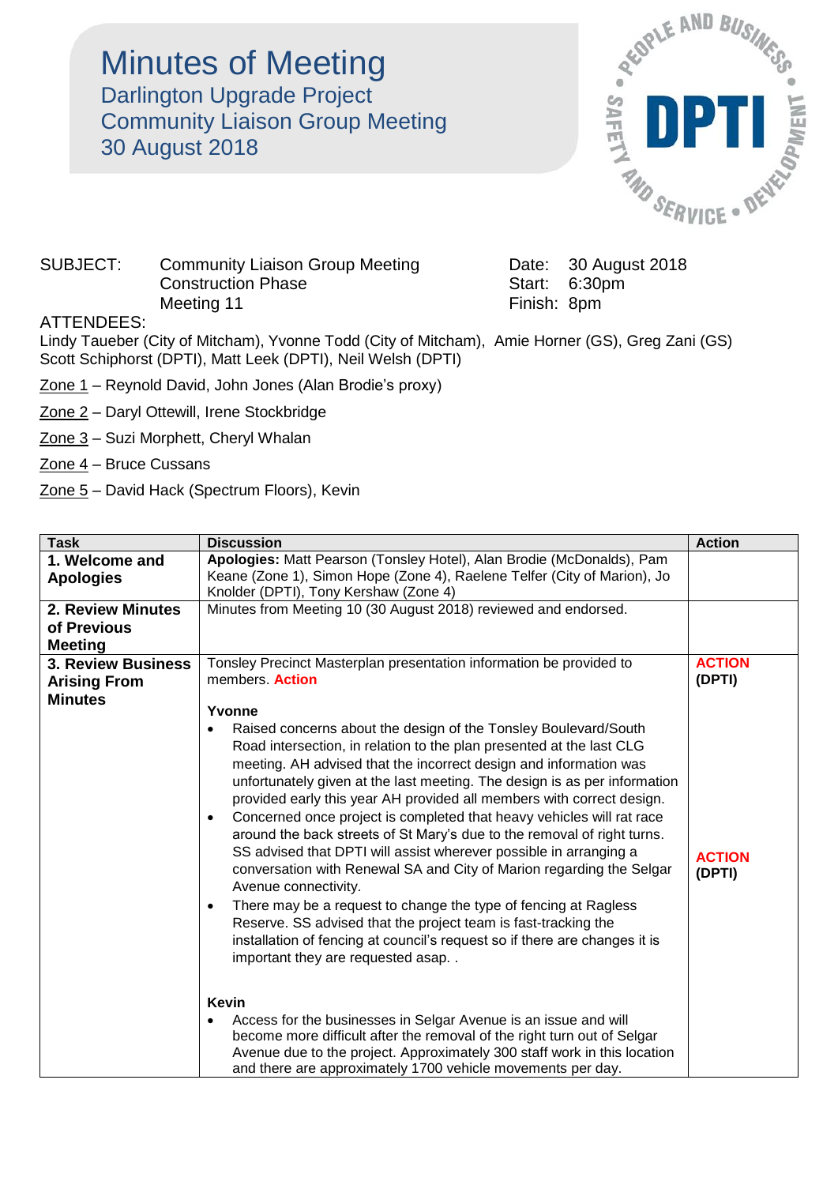# Minutes of Meeting

## Darlington Upgrade Project
## Community Liaison Group Meeting
## 30 August 2018

SUBJECT: Community Liaison Group Meeting
Construction Phase
Meeting 11

Date: 30 August 2018
Start: 6:30pm
Finish: 8pm

ATTENDEES:
Lindy Taueber (City of Mitcham), Yvonne Todd (City of Mitcham), Amie Horner (GS), Greg Zani (GS)
Scott Schiphorst (DPTI), Matt Leek (DPTI), Neil Welsh (DPTI)

Zone 1 – Reynold David, John Jones (Alan Brodie's proxy)

Zone 2 – Daryl Ottewill, Irene Stockbridge

Zone 3 – Suzi Morphett, Cheryl Whalan

Zone 4 – Bruce Cussans

Zone 5 – David Hack (Spectrum Floors), Kevin

| Task | Discussion | Action |
|---|---|---|
| **1. Welcome and Apologies** | **Apologies:** Matt Pearson (Tonsley Hotel), Alan Brodie (McDonalds), Pam Keane (Zone 1), Simon Hope (Zone 4), Raelene Telfer (City of Marion), Jo Knolder (DPTI), Tony Kershaw (Zone 4) | |
| **2. Review Minutes of Previous Meeting** | Minutes from Meeting 10 (30 August 2018) reviewed and endorsed. | |
| **3. Review Business Arising From Minutes** | Tonsley Precinct Masterplan presentation information be provided to members. **Action**<br><br>**Yvonne**<br>• Raised concerns about the design of the Tonsley Boulevard/South Road intersection, in relation to the plan presented at the last CLG meeting. AH advised that the incorrect design and information was unfortunately given at the last meeting. The design is as per information provided early this year AH provided all members with correct design.<br>• Concerned once project is completed that heavy vehicles will rat race around the back streets of St Mary's due to the removal of right turns. SS advised that DPTI will assist wherever possible in arranging a conversation with Renewal SA and City of Marion regarding the Selgar Avenue connectivity.<br>• There may be a request to change the type of fencing at Ragless Reserve. SS advised that the project team is fast-tracking the installation of fencing at council's request so if there are changes it is important they are requested asap. .<br><br>**Kevin**<br>• Access for the businesses in Selgar Avenue is an issue and will become more difficult after the removal of the right turn out of Selgar Avenue due to the project. Approximately 300 staff work in this location and there are approximately 1700 vehicle movements per day. | **ACTION (DPTI)**<br><br>**ACTION (DPTI)** |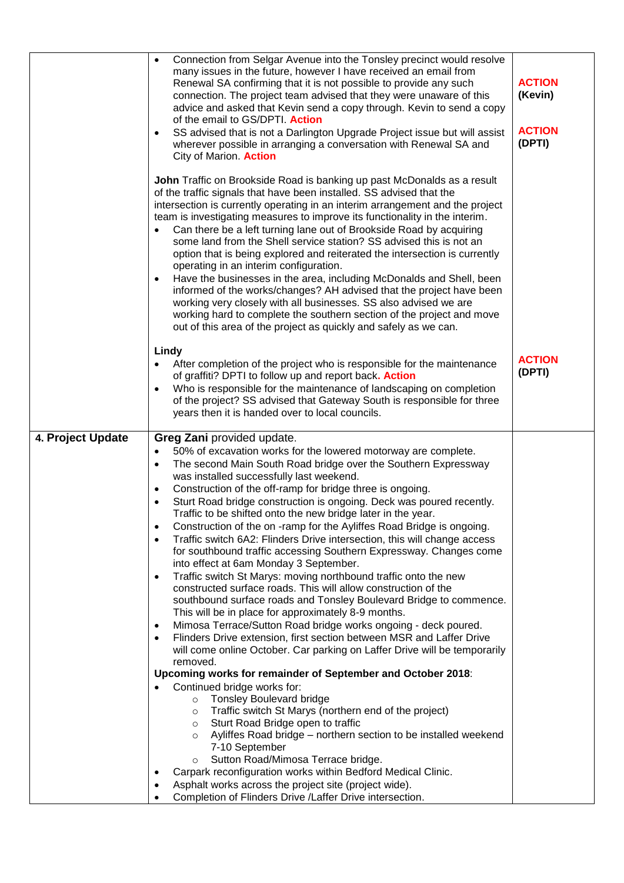| | | |
|---|---|---|
| | • Connection from Selgar Avenue into the Tonsley precinct would resolve many issues in the future, however I have received an email from Renewal SA confirming that it is not possible to provide any such connection. The project team advised that they were unaware of this advice and asked that Kevin send a copy through. Kevin to send a copy of the email to GS/DPTI. **Action**<br>• SS advised that is not a Darlington Upgrade Project issue but will assist wherever possible in arranging a conversation with Renewal SA and City of Marion. **Action**<br><br>**John** Traffic on Brookside Road is banking up past McDonalds as a result of the traffic signals that have been installed. SS advised that the intersection is currently operating in an interim arrangement and the project team is investigating measures to improve its functionality in the interim.<br>• Can there be a left turning lane out of Brookside Road by acquiring some land from the Shell service station? SS advised this is not an option that is being explored and reiterated the intersection is currently operating in an interim configuration.<br>• Have the businesses in the area, including McDonalds and Shell, been informed of the works/changes? AH advised that the project have been working very closely with all businesses. SS also advised we are working hard to complete the southern section of the project and move out of this area of the project as quickly and safely as we can.<br><br>**Lindy**<br>• After completion of the project who is responsible for the maintenance of graffiti? DPTI to follow up and report back. **Action**<br>• Who is responsible for the maintenance of landscaping on completion of the project? SS advised that Gateway South is responsible for three years then it is handed over to local councils. | **ACTION (Kevin)**<br><br>**ACTION (DPTI)**<br><br>**ACTION (DPTI)** |
| **4. Project Update** | **Greg Zani** provided update.<br>• 50% of excavation works for the lowered motorway are complete.<br>• The second Main South Road bridge over the Southern Expressway was installed successfully last weekend.<br>• Construction of the off-ramp for bridge three is ongoing.<br>• Sturt Road bridge construction is ongoing. Deck was poured recently. Traffic to be shifted onto the new bridge later in the year.<br>• Construction of the on -ramp for the Ayliffes Road Bridge is ongoing.<br>• Traffic switch 6A2: Flinders Drive intersection, this will change access for southbound traffic accessing Southern Expressway. Changes come into effect at 6am Monday 3 September.<br>• Traffic switch St Marys: moving northbound traffic onto the new constructed surface roads. This will allow construction of the southbound surface roads and Tonsley Boulevard Bridge to commence. This will be in place for approximately 8-9 months.<br>• Mimosa Terrace/Sutton Road bridge works ongoing - deck poured.<br>• Flinders Drive extension, first section between MSR and Laffer Drive will come online October. Car parking on Laffer Drive will be temporarily removed.<br>**Upcoming works for remainder of September and October 2018**:<br>• Continued bridge works for:<br>  ○ Tonsley Boulevard bridge<br>  ○ Traffic switch St Marys (northern end of the project)<br>  ○ Sturt Road Bridge open to traffic<br>  ○ Ayliffes Road bridge – northern section to be installed weekend 7-10 September<br>  ○ Sutton Road/Mimosa Terrace bridge.<br>• Carpark reconfiguration works within Bedford Medical Clinic.<br>• Asphalt works across the project site (project wide).<br>• Completion of Flinders Drive /Laffer Drive intersection. | |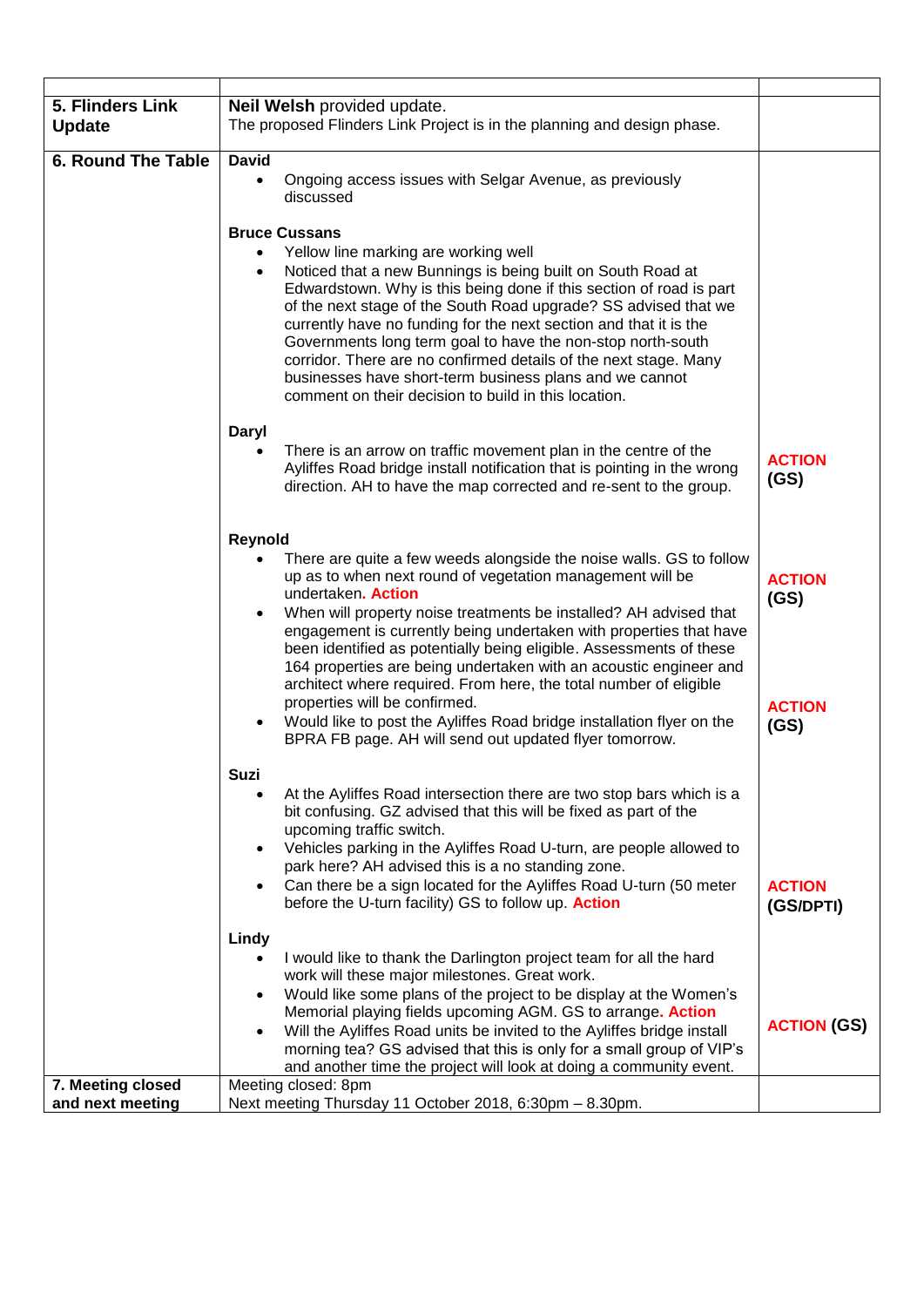| | | |
|---|---|---|
| **5. Flinders Link Update** | **Neil Welsh** provided update.<br>The proposed Flinders Link Project is in the planning and design phase. | |
| **6. Round The Table** | **David**<br>• Ongoing access issues with Selgar Avenue, as previously discussed<br><br>**Bruce Cussans**<br>• Yellow line marking are working well<br>• Noticed that a new Bunnings is being built on South Road at Edwardstown. Why is this being done if this section of road is part of the next stage of the South Road upgrade? SS advised that we currently have no funding for the next section and that it is the Governments long term goal to have the non-stop north-south corridor. There are no confirmed details of the next stage. Many businesses have short-term business plans and we cannot comment on their decision to build in this location.<br><br>**Daryl**<br>• There is an arrow on traffic movement plan in the centre of the Ayliffes Road bridge install notification that is pointing in the wrong direction. AH to have the map corrected and re-sent to the group.<br><br>**Reynold**<br>• There are quite a few weeds alongside the noise walls. GS to follow up as to when next round of vegetation management will be undertaken**. Action**<br>• When will property noise treatments be installed? AH advised that engagement is currently being undertaken with properties that have been identified as potentially being eligible. Assessments of these 164 properties are being undertaken with an acoustic engineer and architect where required. From here, the total number of eligible properties will be confirmed.<br>• Would like to post the Ayliffes Road bridge installation flyer on the BPRA FB page. AH will send out updated flyer tomorrow.<br><br>**Suzi**<br>• At the Ayliffes Road intersection there are two stop bars which is a bit confusing. GZ advised that this will be fixed as part of the upcoming traffic switch.<br>• Vehicles parking in the Ayliffes Road U-turn, are people allowed to park here? AH advised this is a no standing zone.<br>• Can there be a sign located for the Ayliffes Road U-turn (50 meter before the U-turn facility) GS to follow up. **Action**<br><br>**Lindy**<br>• I would like to thank the Darlington project team for all the hard work will these major milestones. Great work.<br>• Would like some plans of the project to be display at the Women's Memorial playing fields upcoming AGM. GS to arrange**. Action**<br>• Will the Ayliffes Road units be invited to the Ayliffes bridge install morning tea? GS advised that this is only for a small group of VIP's and another time the project will look at doing a community event. | **ACTION (GS)**<br><br>**ACTION (GS)**<br><br>**ACTION (GS)**<br><br>**ACTION (GS/DPTI)**<br><br>**ACTION (GS)** |
| **7. Meeting closed and next meeting** | Meeting closed: 8pm<br>Next meeting Thursday 11 October 2018, 6:30pm – 8.30pm. | |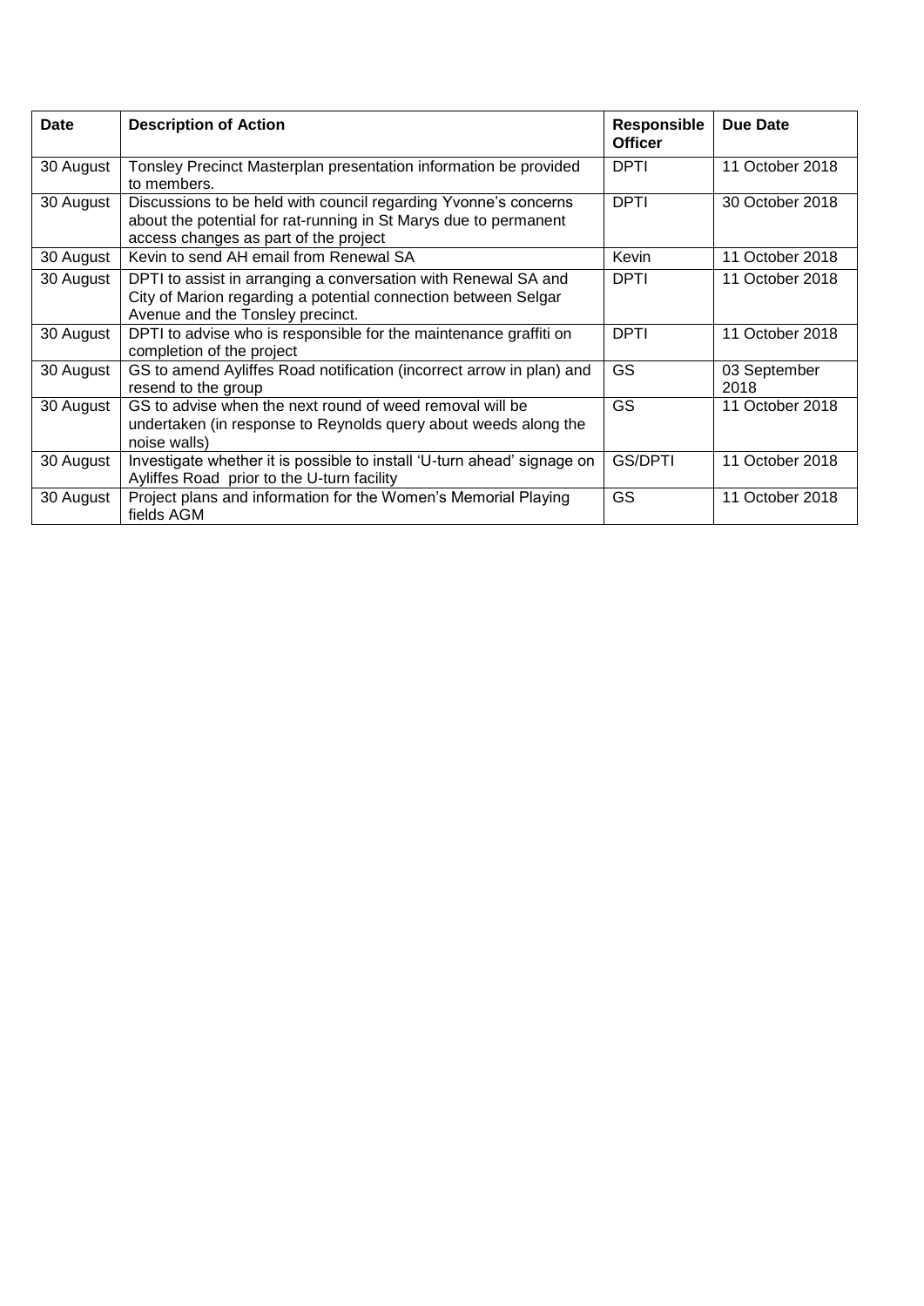| Date | Description of Action | Responsible Officer | Due Date |
|---|---|---|---|
| 30 August | Tonsley Precinct Masterplan presentation information be provided to members. | DPTI | 11 October 2018 |
| 30 August | Discussions to be held with council regarding Yvonne's concerns about the potential for rat-running in St Marys due to permanent access changes as part of the project | DPTI | 30 October 2018 |
| 30 August | Kevin to send AH email from Renewal SA | Kevin | 11 October 2018 |
| 30 August | DPTI to assist in arranging a conversation with Renewal SA and City of Marion regarding a potential connection between Selgar Avenue and the Tonsley precinct. | DPTI | 11 October 2018 |
| 30 August | DPTI to advise who is responsible for the maintenance graffiti on completion of the project | DPTI | 11 October 2018 |
| 30 August | GS to amend Ayliffes Road notification (incorrect arrow in plan) and resend to the group | GS | 03 September 2018 |
| 30 August | GS to advise when the next round of weed removal will be undertaken (in response to Reynolds query about weeds along the noise walls) | GS | 11 October 2018 |
| 30 August | Investigate whether it is possible to install 'U-turn ahead' signage on Ayliffes Road prior to the U-turn facility | GS/DPTI | 11 October 2018 |
| 30 August | Project plans and information for the Women's Memorial Playing fields AGM | GS | 11 October 2018 |